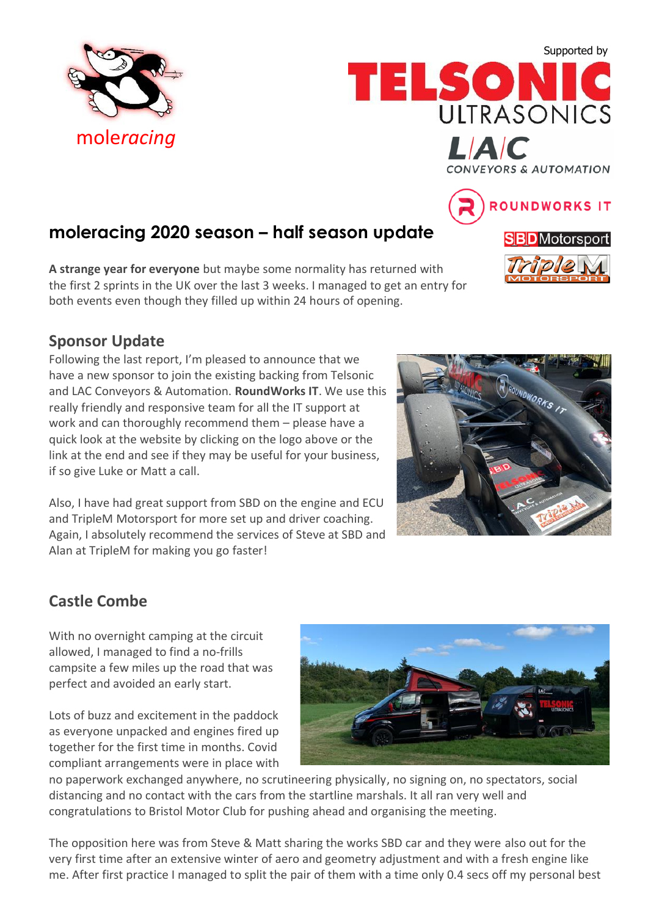moleracing

Supported by

TELSONIC ULTRASONICS

LAC CONVEYORS & AUTOMATION

ROUNDWORKS IT

SBD Motorsport

Triple M MOTORSPORT

# moleracing 2020 season – half season update

**A strange year for everyone** but maybe some normality has returned with the first 2 sprints in the UK over the last 3 weeks. I managed to get an entry for both events even though they filled up within 24 hours of opening.

## Sponsor Update

Following the last report, I'm pleased to announce that we have a new sponsor to join the existing backing from Telsonic and LAC Conveyors & Automation. **RoundWorks IT**. We use this really friendly and responsive team for all the IT support at work and can thoroughly recommend them – please have a quick look at the website by clicking on the logo above or the link at the end and see if they may be useful for your business, if so give Luke or Matt a call.

Also, I have had great support from SBD on the engine and ECU and TripleM Motorsport for more set up and driver coaching. Again, I absolutely recommend the services of Steve at SBD and Alan at TripleM for making you go faster!

## Castle Combe

With no overnight camping at the circuit allowed, I managed to find a no-frills campsite a few miles up the road that was perfect and avoided an early start.

Lots of buzz and excitement in the paddock as everyone unpacked and engines fired up together for the first time in months. Covid compliant arrangements were in place with no paperwork exchanged anywhere, no scrutineering physically, no signing on, no spectators, social distancing and no contact with the cars from the startline marshals. It all ran very well and congratulations to Bristol Motor Club for pushing ahead and organising the meeting.

The opposition here was from Steve & Matt sharing the works SBD car and they were also out for the very first time after an extensive winter of aero and geometry adjustment and with a fresh engine like me. After first practice I managed to split the pair of them with a time only 0.4 secs off my personal best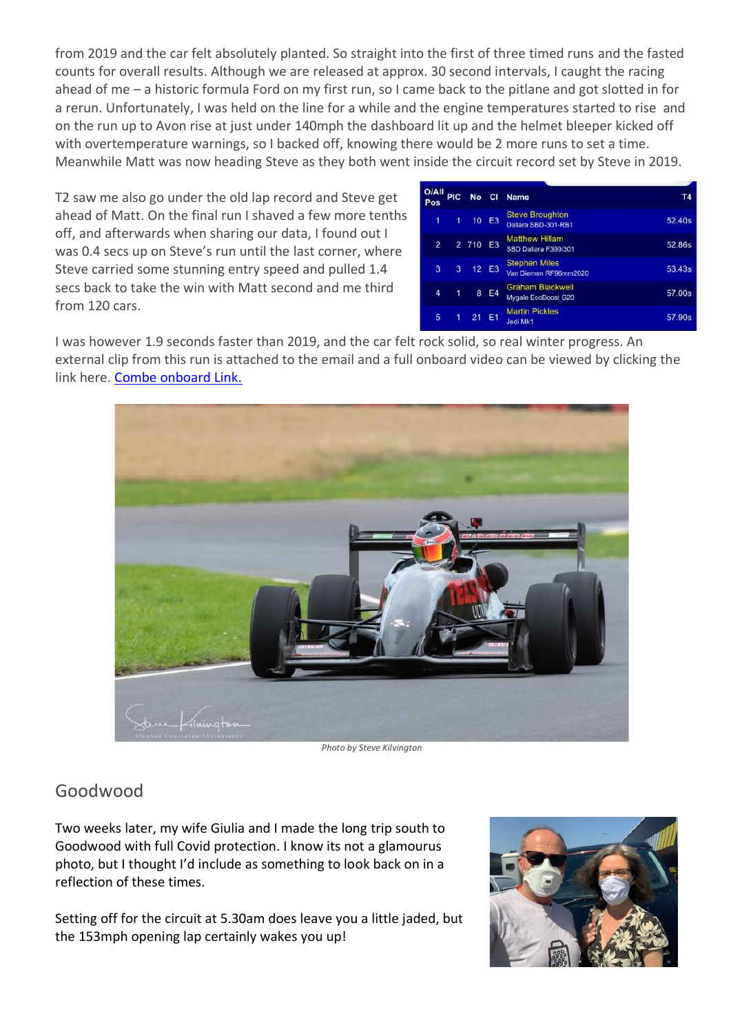from 2019 and the car felt absolutely planted. So straight into the first of three timed runs and the fasted counts for overall results. Although we are released at approx. 30 second intervals, I caught the racing ahead of me – a historic formula Ford on my first run, so I came back to the pitlane and got slotted in for a rerun. Unfortunately, I was held on the line for a while and the engine temperatures started to rise and on the run up to Avon rise at just under 140mph the dashboard lit up and the helmet bleeper kicked off with overtemperature warnings, so I backed off, knowing there would be 2 more runs to set a time. Meanwhile Matt was now heading Steve as they both went inside the circuit record set by Steve in 2019.

T2 saw me also go under the old lap record and Steve get ahead of Matt. On the final run I shaved a few more tenths off, and afterwards when sharing our data, I found out I was 0.4 secs up on Steve's run until the last corner, where Steve carried some stunning entry speed and pulled 1.4 secs back to take the win with Matt second and me third from 120 cars.

| O/All Pos | PIC | No | Cl | Name | T4 |
|---|---|---|---|---|---|
| 1 | 1 | 10 | E3 | Steve Broughton<br>Dallara SBD-301-RB1 | 52.40s |
| 2 | 2 | 710 | E3 | Matthew Hillam<br>SBD Dallara F399/301 | 52.86s |
| 3 | 3 | 12 | E3 | Stephen Miles<br>Van Diemen RF96mm2020 | 53.43s |
| 4 | 1 | 8 | E4 | Graham Blackwell<br>Mygale EcoBoost G20 | 57.00s |
| 5 | 1 | 21 | E1 | Martin Pickles<br>Jedi Mk1 | 57.90s |

I was however 1.9 seconds faster than 2019, and the car felt rock solid, so real winter progress. An external clip from this run is attached to the email and a full onboard video can be viewed by clicking the link here. [Combe onboard Link.]

*Photo by Steve Kilvington*

## Goodwood

Two weeks later, my wife Giulia and I made the long trip south to Goodwood with full Covid protection. I know its not a glamourus photo, but I thought I'd include as something to look back on in a reflection of these times.

Setting off for the circuit at 5.30am does leave you a little jaded, but the 153mph opening lap certainly wakes you up!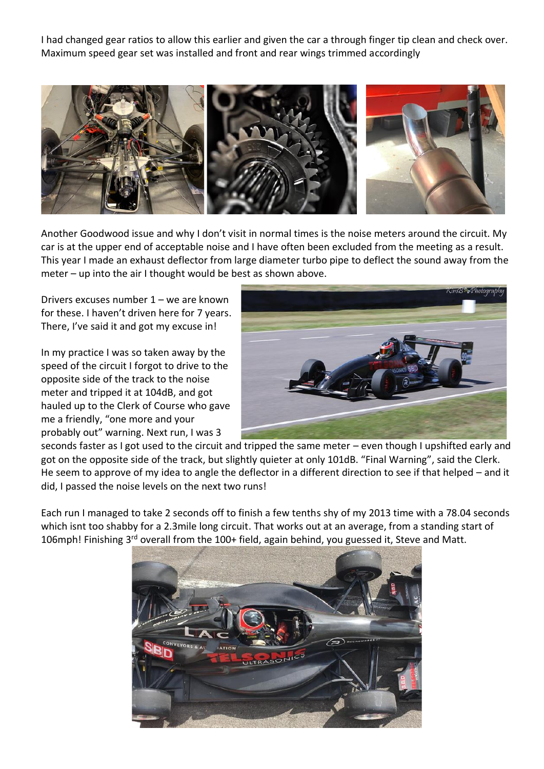I had changed gear ratios to allow this earlier and given the car a through finger tip clean and check over. Maximum speed gear set was installed and front and rear wings trimmed accordingly

Another Goodwood issue and why I don't visit in normal times is the noise meters around the circuit. My car is at the upper end of acceptable noise and I have often been excluded from the meeting as a result. This year I made an exhaust deflector from large diameter turbo pipe to deflect the sound away from the meter – up into the air I thought would be best as shown above.

Drivers excuses number 1 – we are known for these. I haven't driven here for 7 years. There, I've said it and got my excuse in!

In my practice I was so taken away by the speed of the circuit I forgot to drive to the opposite side of the track to the noise meter and tripped it at 104dB, and got hauled up to the Clerk of Course who gave me a friendly, "one more and your probably out" warning. Next run, I was 3 seconds faster as I got used to the circuit and tripped the same meter – even though I upshifted early and got on the opposite side of the track, but slightly quieter at only 101dB. "Final Warning", said the Clerk. He seem to approve of my idea to angle the deflector in a different direction to see if that helped – and it did, I passed the noise levels on the next two runs!

Each run I managed to take 2 seconds off to finish a few tenths shy of my 2013 time with a 78.04 seconds which isnt too shabby for a 2.3mile long circuit. That works out at an average, from a standing start of 106mph! Finishing 3rd overall from the 100+ field, again behind, you guessed it, Steve and Matt.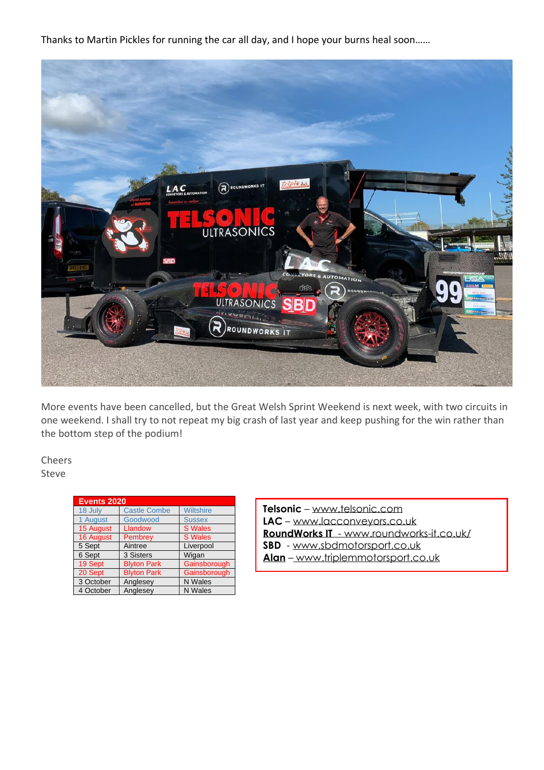Thanks to Martin Pickles for running the car all day, and I hope your burns heal soon……

More events have been cancelled, but the Great Welsh Sprint Weekend is next week, with two circuits in one weekend. I shall try to not repeat my big crash of last year and keep pushing for the win rather than the bottom step of the podium!

Cheers
Steve

| Events 2020 | | |
|---|---|---|
| 18 July | Castle Combe | Wiltshire |
| 1 August | Goodwood | Sussex |
| 15 August | Llandow | S Wales |
| 16 August | Pembrey | S Wales |
| 5 Sept | Aintree | Liverpool |
| 6 Sept | 3 Sisters | Wigan |
| 19 Sept | Blyton Park | Gainsborough |
| 20 Sept | Blyton Park | Gainsborough |
| 3 October | Anglesey | N Wales |
| 4 October | Anglesey | N Wales |

**Telsonic** – www.telsonic.com
**LAC** – www.lacconveyors.co.uk
**RoundWorks IT** - www.roundworks-it.co.uk/
**SBD** - www.sbdmotorsport.co.uk
**Alan** – www.triplemmotorsport.co.uk